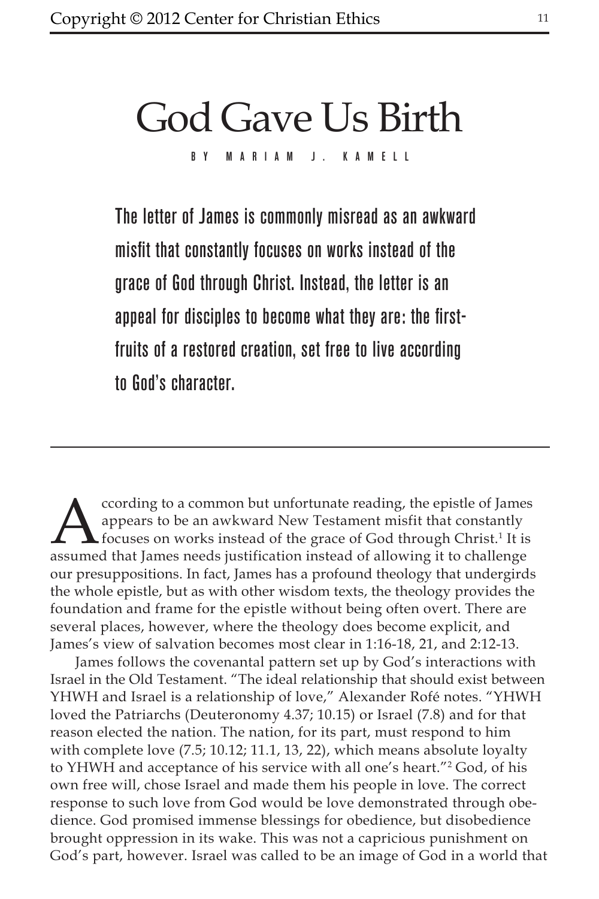# God Gave Us Birth

BY MARIAM J. KAMELL

**The letter of James is commonly misread as an awkward misfit that constantly focuses on works instead of the grace of God through Christ. Instead, the letter is an appeal for disciples to become what they are: the first-fruits of a restored creation, set free to live according to God's character.**

---

According to a common but unfortunate reading, the epistle of James appears to be an awkward New Testament misfit that constantly focuses on works instead of the grace of God through Christ.[1] It is assumed that James needs justification instead of allowing it to challenge our presuppositions. In fact, James has a profound theology that undergirds the whole epistle, but as with other wisdom texts, the theology provides the foundation and frame for the epistle without being often overt. There are several places, however, where the theology does become explicit, and James's view of salvation becomes most clear in 1:16-18, 21, and 2:12-13.

James follows the covenantal pattern set up by God's interactions with Israel in the Old Testament. "The ideal relationship that should exist between YHWH and Israel is a relationship of love," Alexander Rofé notes. "YHWH loved the Patriarchs (Deuteronomy 4.37; 10.15) or Israel (7.8) and for that reason elected the nation. The nation, for its part, must respond to him with complete love (7.5; 10.12; 11.1, 13, 22), which means absolute loyalty to YHWH and acceptance of his service with all one's heart."[2] God, of his own free will, chose Israel and made them his people in love. The correct response to such love from God would be love demonstrated through obedience. God promised immense blessings for obedience, but disobedience brought oppression in its wake. This was not a capricious punishment on God's part, however. Israel was called to be an image of God in a world that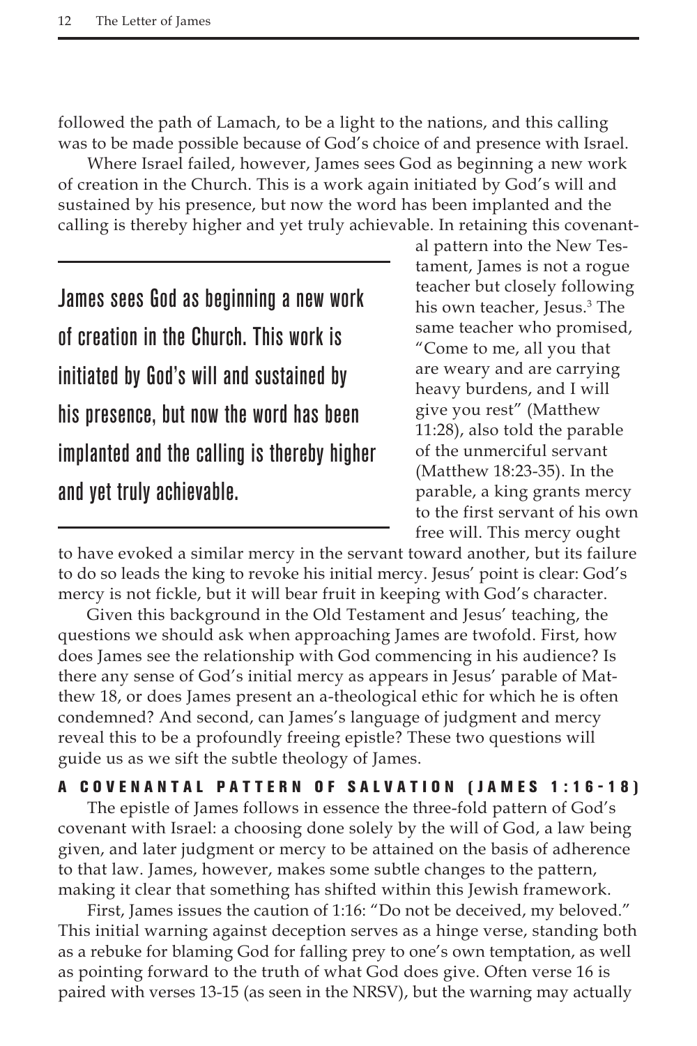followed the path of Lamach, to be a light to the nations, and this calling was to be made possible because of God's choice of and presence with Israel.

Where Israel failed, however, James sees God as beginning a new work of creation in the Church. This is a work again initiated by God's will and sustained by his presence, but now the word has been implanted and the calling is thereby higher and yet truly achievable. In retaining this covenantal pattern into the New Testament, James is not a rogue teacher but closely following his own teacher, Jesus.[3] The same teacher who promised, "Come to me, all you that are weary and are carrying heavy burdens, and I will give you rest" (Matthew 11:28), also told the parable of the unmerciful servant (Matthew 18:23-35). In the parable, a king grants mercy to the first servant of his own free will. This mercy ought to have evoked a similar mercy in the servant toward another, but its failure to do so leads the king to revoke his initial mercy. Jesus' point is clear: God's mercy is not fickle, but it will bear fruit in keeping with God's character.

> James sees God as beginning a new work of creation in the Church. This work is initiated by God's will and sustained by his presence, but now the word has been implanted and the calling is thereby higher and yet truly achievable.

Given this background in the Old Testament and Jesus' teaching, the questions we should ask when approaching James are twofold. First, how does James see the relationship with God commencing in his audience? Is there any sense of God's initial mercy as appears in Jesus' parable of Matthew 18, or does James present an a-theological ethic for which he is often condemned? And second, can James's language of judgment and mercy reveal this to be a profoundly freeing epistle? These two questions will guide us as we sift the subtle theology of James.

## A COVENANTAL PATTERN OF SALVATION (JAMES 1:16-18)

The epistle of James follows in essence the three-fold pattern of God's covenant with Israel: a choosing done solely by the will of God, a law being given, and later judgment or mercy to be attained on the basis of adherence to that law. James, however, makes some subtle changes to the pattern, making it clear that something has shifted within this Jewish framework.

First, James issues the caution of 1:16: "Do not be deceived, my beloved." This initial warning against deception serves as a hinge verse, standing both as a rebuke for blaming God for falling prey to one's own temptation, as well as pointing forward to the truth of what God does give. Often verse 16 is paired with verses 13-15 (as seen in the NRSV), but the warning may actually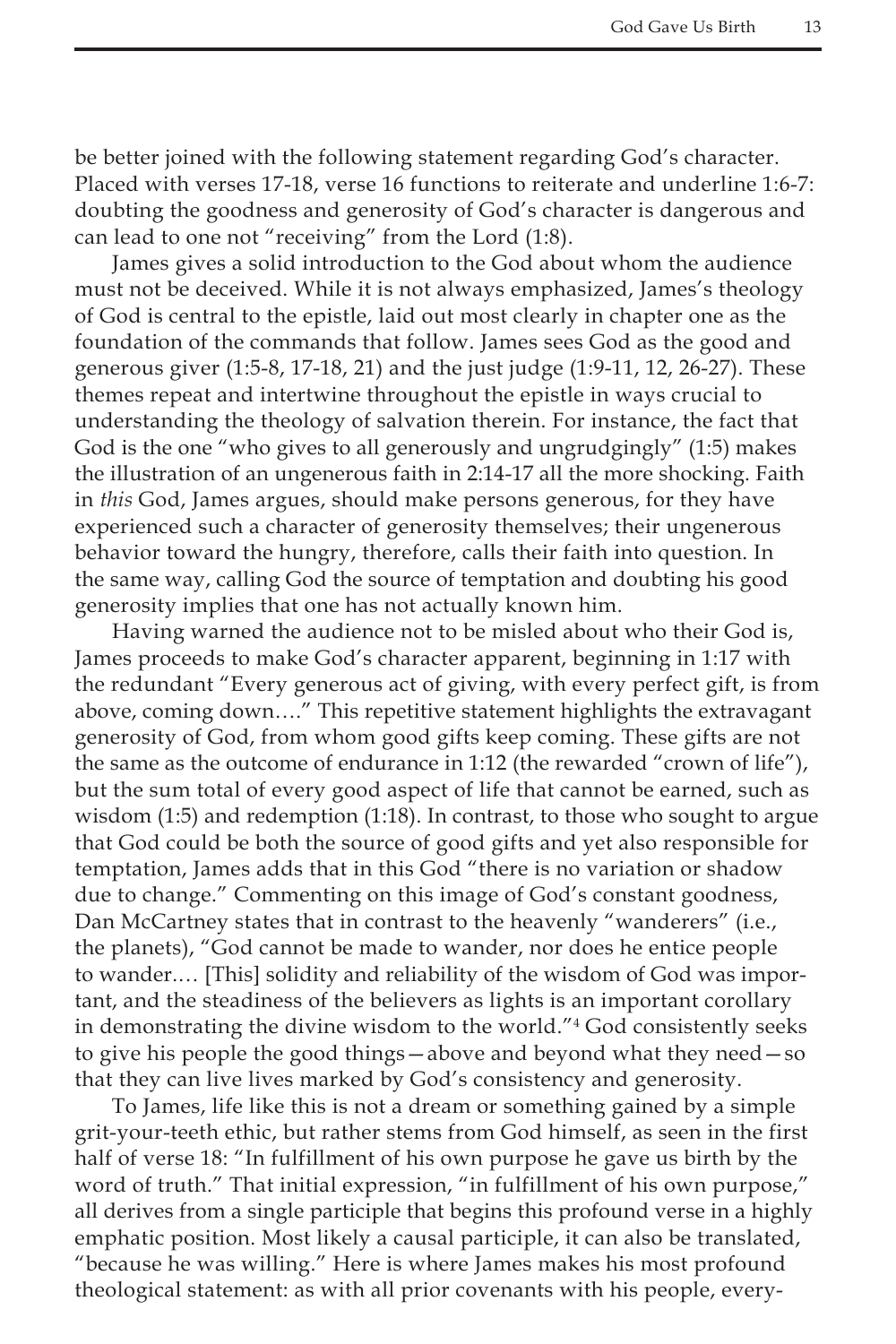be better joined with the following statement regarding God's character. Placed with verses 17-18, verse 16 functions to reiterate and underline 1:6-7: doubting the goodness and generosity of God's character is dangerous and can lead to one not "receiving" from the Lord (1:8).

James gives a solid introduction to the God about whom the audience must not be deceived. While it is not always emphasized, James's theology of God is central to the epistle, laid out most clearly in chapter one as the foundation of the commands that follow. James sees God as the good and generous giver (1:5-8, 17-18, 21) and the just judge (1:9-11, 12, 26-27). These themes repeat and intertwine throughout the epistle in ways crucial to understanding the theology of salvation therein. For instance, the fact that God is the one "who gives to all generously and ungrudgingly" (1:5) makes the illustration of an ungenerous faith in 2:14-17 all the more shocking. Faith in *this* God, James argues, should make persons generous, for they have experienced such a character of generosity themselves; their ungenerous behavior toward the hungry, therefore, calls their faith into question. In the same way, calling God the source of temptation and doubting his good generosity implies that one has not actually known him.

Having warned the audience not to be misled about who their God is, James proceeds to make God's character apparent, beginning in 1:17 with the redundant "Every generous act of giving, with every perfect gift, is from above, coming down…." This repetitive statement highlights the extravagant generosity of God, from whom good gifts keep coming. These gifts are not the same as the outcome of endurance in 1:12 (the rewarded "crown of life"), but the sum total of every good aspect of life that cannot be earned, such as wisdom (1:5) and redemption (1:18). In contrast, to those who sought to argue that God could be both the source of good gifts and yet also responsible for temptation, James adds that in this God "there is no variation or shadow due to change." Commenting on this image of God's constant goodness, Dan McCartney states that in contrast to the heavenly "wanderers" (i.e., the planets), "God cannot be made to wander, nor does he entice people to wander.… [This] solidity and reliability of the wisdom of God was important, and the steadiness of the believers as lights is an important corollary in demonstrating the divine wisdom to the world."[4] God consistently seeks to give his people the good things—above and beyond what they need—so that they can live lives marked by God's consistency and generosity.

To James, life like this is not a dream or something gained by a simple grit-your-teeth ethic, but rather stems from God himself, as seen in the first half of verse 18: "In fulfillment of his own purpose he gave us birth by the word of truth." That initial expression, "in fulfillment of his own purpose," all derives from a single participle that begins this profound verse in a highly emphatic position. Most likely a causal participle, it can also be translated, "because he was willing." Here is where James makes his most profound theological statement: as with all prior covenants with his people, every-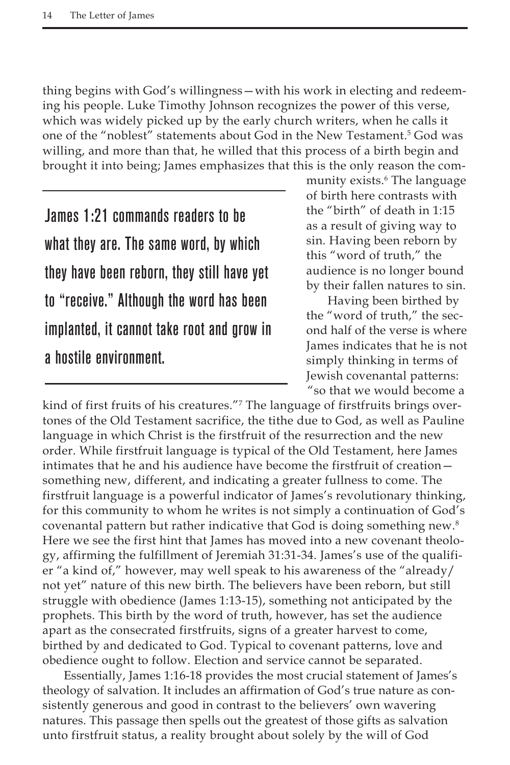thing begins with God's willingness—with his work in electing and redeeming his people. Luke Timothy Johnson recognizes the power of this verse, which was widely picked up by the early church writers, when he calls it one of the "noblest" statements about God in the New Testament.[5] God was willing, and more than that, he willed that this process of a birth begin and brought it into being; James emphasizes that this is the only reason the community exists.[6] The language of birth here contrasts with the "birth" of death in 1:15 as a result of giving way to sin. Having been reborn by this "word of truth," the audience is no longer bound by their fallen natures to sin.

> James 1:21 commands readers to be what they are. The same word, by which they have been reborn, they still have yet to "receive." Although the word has been implanted, it cannot take root and grow in a hostile environment.

Having been birthed by the "word of truth," the second half of the verse is where James indicates that he is not simply thinking in terms of Jewish covenantal patterns: "so that we would become a kind of first fruits of his creatures."[7] The language of firstfruits brings overtones of the Old Testament sacrifice, the tithe due to God, as well as Pauline language in which Christ is the firstfruit of the resurrection and the new order. While firstfruit language is typical of the Old Testament, here James intimates that he and his audience have become the firstfruit of creation—something new, different, and indicating a greater fullness to come. The firstfruit language is a powerful indicator of James's revolutionary thinking, for this community to whom he writes is not simply a continuation of God's covenantal pattern but rather indicative that God is doing something new.[8] Here we see the first hint that James has moved into a new covenant theology, affirming the fulfillment of Jeremiah 31:31-34. James's use of the qualifier "a kind of," however, may well speak to his awareness of the "already/not yet" nature of this new birth. The believers have been reborn, but still struggle with obedience (James 1:13-15), something not anticipated by the prophets. This birth by the word of truth, however, has set the audience apart as the consecrated firstfruits, signs of a greater harvest to come, birthed by and dedicated to God. Typical to covenant patterns, love and obedience ought to follow. Election and service cannot be separated.

Essentially, James 1:16-18 provides the most crucial statement of James's theology of salvation. It includes an affirmation of God's true nature as consistently generous and good in contrast to the believers' own wavering natures. This passage then spells out the greatest of those gifts as salvation unto firstfruit status, a reality brought about solely by the will of God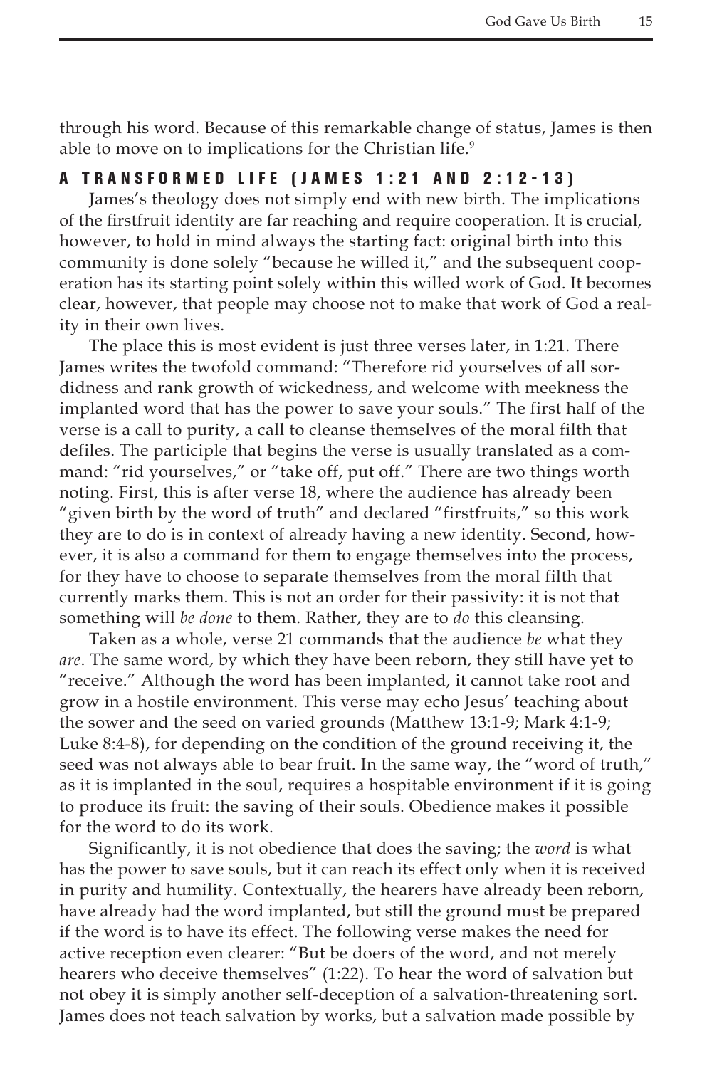through his word. Because of this remarkable change of status, James is then able to move on to implications for the Christian life.[9]

## A TRANSFORMED LIFE (JAMES 1:21 AND 2:12-13)

James's theology does not simply end with new birth. The implications of the firstfruit identity are far reaching and require cooperation. It is crucial, however, to hold in mind always the starting fact: original birth into this community is done solely "because he willed it," and the subsequent cooperation has its starting point solely within this willed work of God. It becomes clear, however, that people may choose not to make that work of God a reality in their own lives.

The place this is most evident is just three verses later, in 1:21. There James writes the twofold command: "Therefore rid yourselves of all sordidness and rank growth of wickedness, and welcome with meekness the implanted word that has the power to save your souls." The first half of the verse is a call to purity, a call to cleanse themselves of the moral filth that defiles. The participle that begins the verse is usually translated as a command: "rid yourselves," or "take off, put off." There are two things worth noting. First, this is after verse 18, where the audience has already been "given birth by the word of truth" and declared "firstfruits," so this work they are to do is in context of already having a new identity. Second, however, it is also a command for them to engage themselves into the process, for they have to choose to separate themselves from the moral filth that currently marks them. This is not an order for their passivity: it is not that something will *be done* to them. Rather, they are to *do* this cleansing.

Taken as a whole, verse 21 commands that the audience *be* what they *are*. The same word, by which they have been reborn, they still have yet to "receive." Although the word has been implanted, it cannot take root and grow in a hostile environment. This verse may echo Jesus' teaching about the sower and the seed on varied grounds (Matthew 13:1-9; Mark 4:1-9; Luke 8:4-8), for depending on the condition of the ground receiving it, the seed was not always able to bear fruit. In the same way, the "word of truth," as it is implanted in the soul, requires a hospitable environment if it is going to produce its fruit: the saving of their souls. Obedience makes it possible for the word to do its work.

Significantly, it is not obedience that does the saving; the *word* is what has the power to save souls, but it can reach its effect only when it is received in purity and humility. Contextually, the hearers have already been reborn, have already had the word implanted, but still the ground must be prepared if the word is to have its effect. The following verse makes the need for active reception even clearer: "But be doers of the word, and not merely hearers who deceive themselves" (1:22). To hear the word of salvation but not obey it is simply another self-deception of a salvation-threatening sort. James does not teach salvation by works, but a salvation made possible by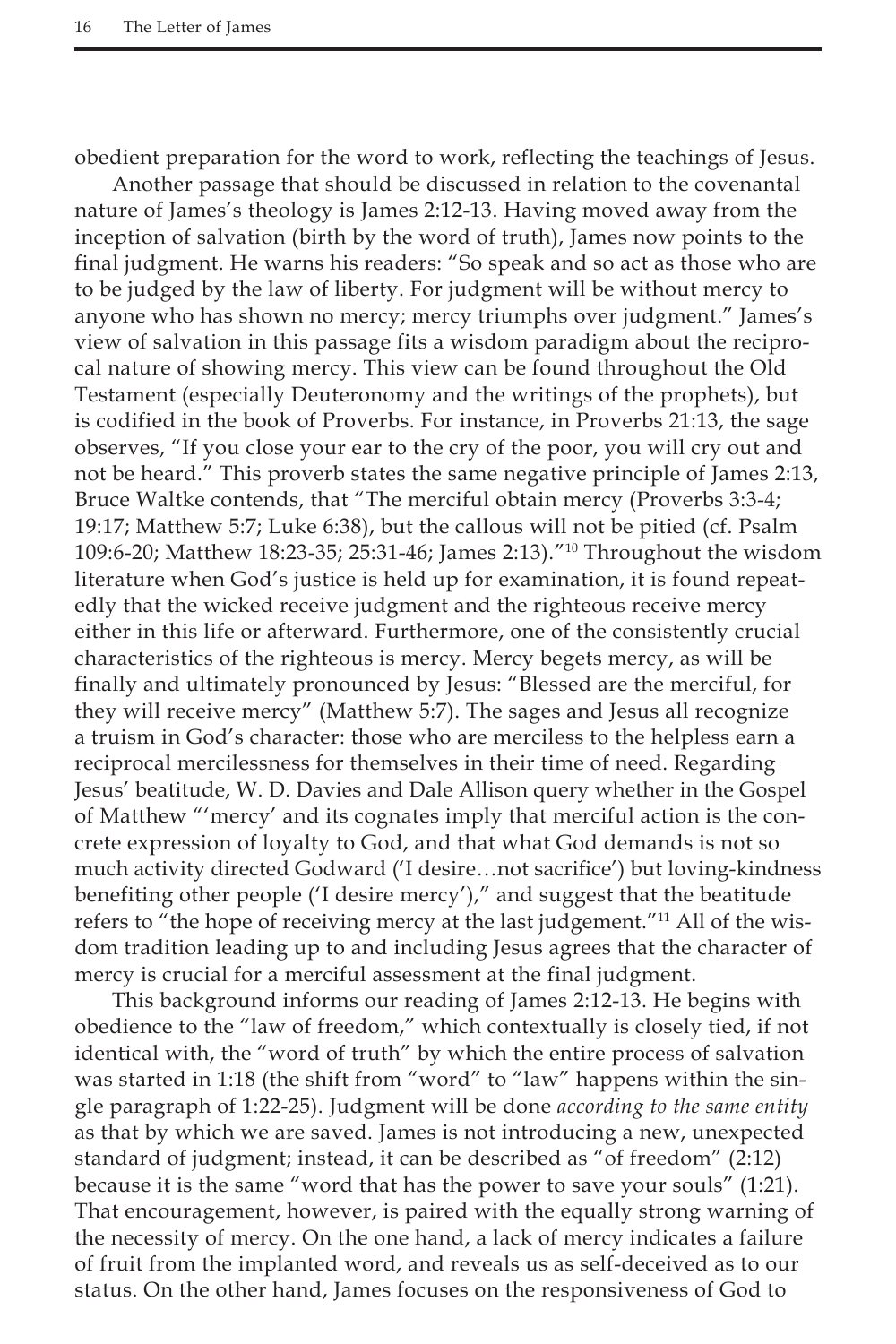obedient preparation for the word to work, reflecting the teachings of Jesus.

Another passage that should be discussed in relation to the covenantal nature of James's theology is James 2:12-13. Having moved away from the inception of salvation (birth by the word of truth), James now points to the final judgment. He warns his readers: "So speak and so act as those who are to be judged by the law of liberty. For judgment will be without mercy to anyone who has shown no mercy; mercy triumphs over judgment." James's view of salvation in this passage fits a wisdom paradigm about the reciprocal nature of showing mercy. This view can be found throughout the Old Testament (especially Deuteronomy and the writings of the prophets), but is codified in the book of Proverbs. For instance, in Proverbs 21:13, the sage observes, "If you close your ear to the cry of the poor, you will cry out and not be heard." This proverb states the same negative principle of James 2:13, Bruce Waltke contends, that "The merciful obtain mercy (Proverbs 3:3-4; 19:17; Matthew 5:7; Luke 6:38), but the callous will not be pitied (cf. Psalm 109:6-20; Matthew 18:23-35; 25:31-46; James 2:13)."[10] Throughout the wisdom literature when God's justice is held up for examination, it is found repeatedly that the wicked receive judgment and the righteous receive mercy either in this life or afterward. Furthermore, one of the consistently crucial characteristics of the righteous is mercy. Mercy begets mercy, as will be finally and ultimately pronounced by Jesus: "Blessed are the merciful, for they will receive mercy" (Matthew 5:7). The sages and Jesus all recognize a truism in God's character: those who are merciless to the helpless earn a reciprocal mercilessness for themselves in their time of need. Regarding Jesus' beatitude, W. D. Davies and Dale Allison query whether in the Gospel of Matthew "'mercy' and its cognates imply that merciful action is the concrete expression of loyalty to God, and that what God demands is not so much activity directed Godward ('I desire…not sacrifice') but loving-kindness benefiting other people ('I desire mercy')," and suggest that the beatitude refers to "the hope of receiving mercy at the last judgement."[11] All of the wisdom tradition leading up to and including Jesus agrees that the character of mercy is crucial for a merciful assessment at the final judgment.

This background informs our reading of James 2:12-13. He begins with obedience to the "law of freedom," which contextually is closely tied, if not identical with, the "word of truth" by which the entire process of salvation was started in 1:18 (the shift from "word" to "law" happens within the single paragraph of 1:22-25). Judgment will be done *according to the same entity* as that by which we are saved. James is not introducing a new, unexpected standard of judgment; instead, it can be described as "of freedom" (2:12) because it is the same "word that has the power to save your souls" (1:21). That encouragement, however, is paired with the equally strong warning of the necessity of mercy. On the one hand, a lack of mercy indicates a failure of fruit from the implanted word, and reveals us as self-deceived as to our status. On the other hand, James focuses on the responsiveness of God to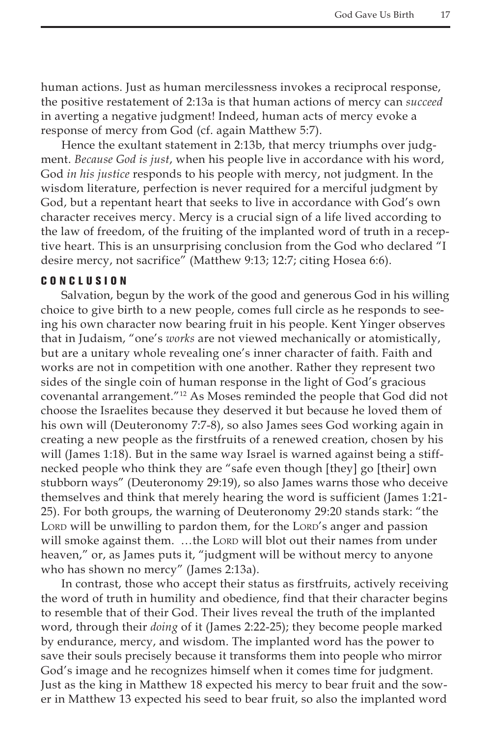human actions. Just as human mercilessness invokes a reciprocal response, the positive restatement of 2:13a is that human actions of mercy can *succeed* in averting a negative judgment! Indeed, human acts of mercy evoke a response of mercy from God (cf. again Matthew 5:7).

Hence the exultant statement in 2:13b, that mercy triumphs over judgment. *Because God is just*, when his people live in accordance with his word, God *in his justice* responds to his people with mercy, not judgment. In the wisdom literature, perfection is never required for a merciful judgment by God, but a repentant heart that seeks to live in accordance with God's own character receives mercy. Mercy is a crucial sign of a life lived according to the law of freedom, of the fruiting of the implanted word of truth in a receptive heart. This is an unsurprising conclusion from the God who declared "I desire mercy, not sacrifice" (Matthew 9:13; 12:7; citing Hosea 6:6).

## CONCLUSION

Salvation, begun by the work of the good and generous God in his willing choice to give birth to a new people, comes full circle as he responds to seeing his own character now bearing fruit in his people. Kent Yinger observes that in Judaism, "one's *works* are not viewed mechanically or atomistically, but are a unitary whole revealing one's inner character of faith. Faith and works are not in competition with one another. Rather they represent two sides of the single coin of human response in the light of God's gracious covenantal arrangement."[12] As Moses reminded the people that God did not choose the Israelites because they deserved it but because he loved them of his own will (Deuteronomy 7:7-8), so also James sees God working again in creating a new people as the firstfruits of a renewed creation, chosen by his will (James 1:18). But in the same way Israel is warned against being a stiff-necked people who think they are "safe even though [they] go [their] own stubborn ways" (Deuteronomy 29:19), so also James warns those who deceive themselves and think that merely hearing the word is sufficient (James 1:21-25). For both groups, the warning of Deuteronomy 29:20 stands stark: "the LORD will be unwilling to pardon them, for the LORD's anger and passion will smoke against them. …the LORD will blot out their names from under heaven," or, as James puts it, "judgment will be without mercy to anyone who has shown no mercy" (James 2:13a).

In contrast, those who accept their status as firstfruits, actively receiving the word of truth in humility and obedience, find that their character begins to resemble that of their God. Their lives reveal the truth of the implanted word, through their *doing* of it (James 2:22-25); they become people marked by endurance, mercy, and wisdom. The implanted word has the power to save their souls precisely because it transforms them into people who mirror God's image and he recognizes himself when it comes time for judgment. Just as the king in Matthew 18 expected his mercy to bear fruit and the sower in Matthew 13 expected his seed to bear fruit, so also the implanted word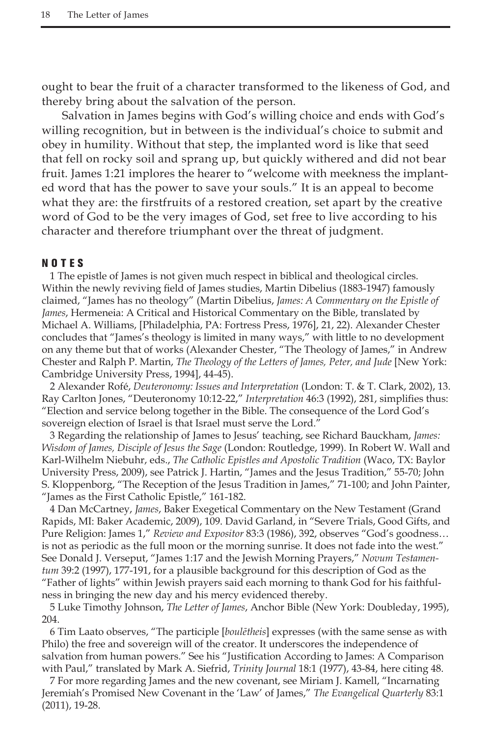ought to bear the fruit of a character transformed to the likeness of God, and thereby bring about the salvation of the person.

Salvation in James begins with God's willing choice and ends with God's willing recognition, but in between is the individual's choice to submit and obey in humility. Without that step, the implanted word is like that seed that fell on rocky soil and sprang up, but quickly withered and did not bear fruit. James 1:21 implores the hearer to "welcome with meekness the implanted word that has the power to save your souls." It is an appeal to become what they are: the firstfruits of a restored creation, set apart by the creative word of God to be the very images of God, set free to live according to his character and therefore triumphant over the threat of judgment.

## NOTES

1 The epistle of James is not given much respect in biblical and theological circles. Within the newly reviving field of James studies, Martin Dibelius (1883-1947) famously claimed, "James has no theology" (Martin Dibelius, *James: A Commentary on the Epistle of James*, Hermeneia: A Critical and Historical Commentary on the Bible, translated by Michael A. Williams, [Philadelphia, PA: Fortress Press, 1976], 21, 22). Alexander Chester concludes that "James's theology is limited in many ways," with little to no development on any theme but that of works (Alexander Chester, "The Theology of James," in Andrew Chester and Ralph P. Martin, *The Theology of the Letters of James, Peter, and Jude* [New York: Cambridge University Press, 1994], 44-45).

2 Alexander Rofé, *Deuteronomy: Issues and Interpretation* (London: T. & T. Clark, 2002), 13. Ray Carlton Jones, "Deuteronomy 10:12-22," *Interpretation* 46:3 (1992), 281, simplifies thus: "Election and service belong together in the Bible. The consequence of the Lord God's sovereign election of Israel is that Israel must serve the Lord."

3 Regarding the relationship of James to Jesus' teaching, see Richard Bauckham, *James: Wisdom of James, Disciple of Jesus the Sage* (London: Routledge, 1999). In Robert W. Wall and Karl-Wilhelm Niebuhr, eds., *The Catholic Epistles and Apostolic Tradition* (Waco, TX: Baylor University Press, 2009), see Patrick J. Hartin, "James and the Jesus Tradition," 55-70; John S. Kloppenborg, "The Reception of the Jesus Tradition in James," 71-100; and John Painter, "James as the First Catholic Epistle," 161-182.

4 Dan McCartney, *James*, Baker Exegetical Commentary on the New Testament (Grand Rapids, MI: Baker Academic, 2009), 109. David Garland, in "Severe Trials, Good Gifts, and Pure Religion: James 1," *Review and Expositor* 83:3 (1986), 392, observes "God's goodness… is not as periodic as the full moon or the morning sunrise. It does not fade into the west." See Donald J. Verseput, "James 1:17 and the Jewish Morning Prayers," *Novum Testamentum* 39:2 (1997), 177-191, for a plausible background for this description of God as the "Father of lights" within Jewish prayers said each morning to thank God for his faithfulness in bringing the new day and his mercy evidenced thereby.

5 Luke Timothy Johnson, *The Letter of James*, Anchor Bible (New York: Doubleday, 1995), 204.

6 Tim Laato observes, "The participle [*boulētheis*] expresses (with the same sense as with Philo) the free and sovereign will of the creator. It underscores the independence of salvation from human powers." See his "Justification According to James: A Comparison with Paul," translated by Mark A. Siefrid, *Trinity Journal* 18:1 (1977), 43-84, here citing 48.

7 For more regarding James and the new covenant, see Miriam J. Kamell, "Incarnating Jeremiah's Promised New Covenant in the 'Law' of James," *The Evangelical Quarterly* 83:1 (2011), 19-28.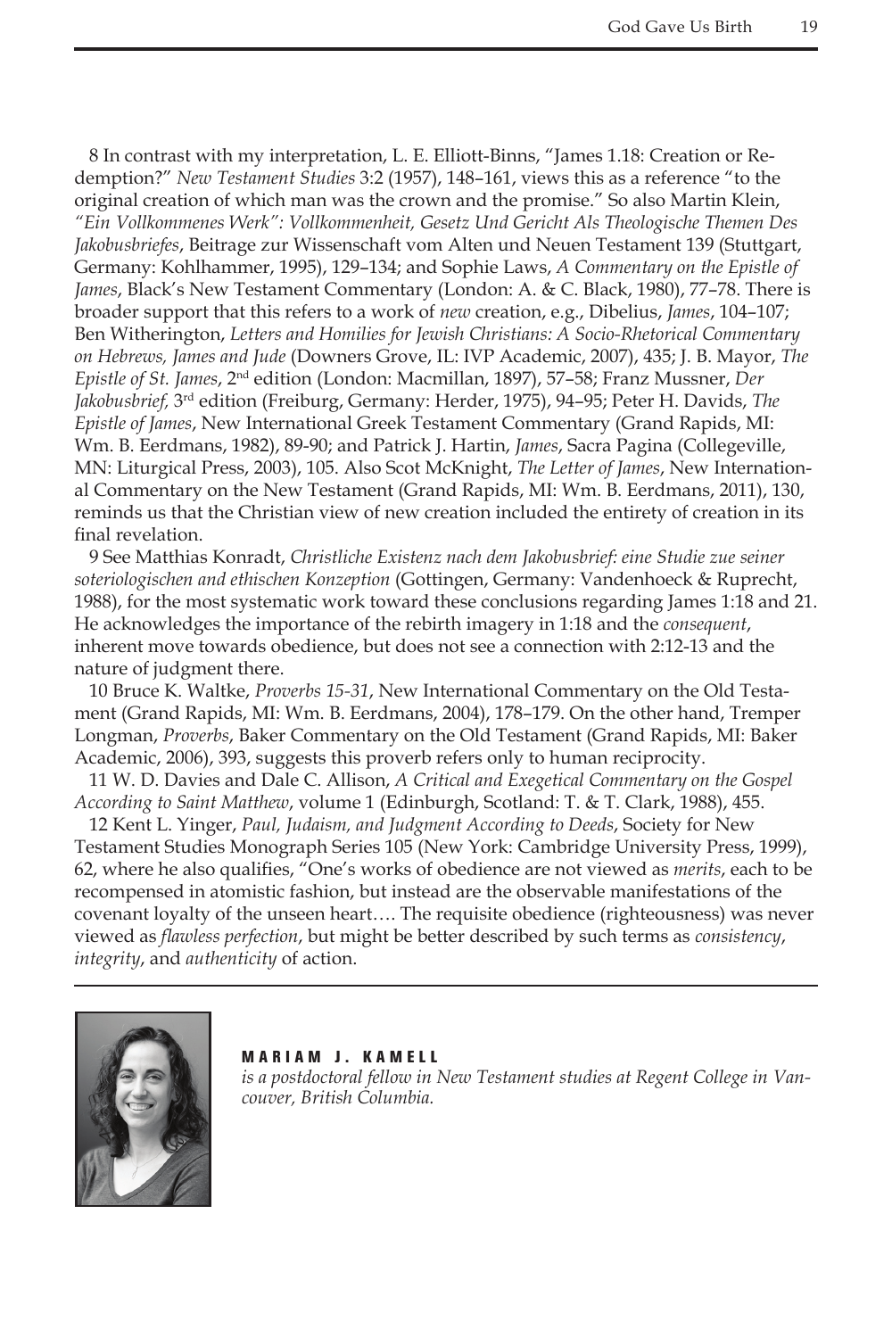8 In contrast with my interpretation, L. E. Elliott-Binns, "James 1.18: Creation or Redemption?" *New Testament Studies* 3:2 (1957), 148–161, views this as a reference "to the original creation of which man was the crown and the promise." So also Martin Klein, *"Ein Vollkommenes Werk": Vollkommenheit, Gesetz Und Gericht Als Theologische Themen Des Jakobusbriefes*, Beitrage zur Wissenschaft vom Alten und Neuen Testament 139 (Stuttgart, Germany: Kohlhammer, 1995), 129–134; and Sophie Laws, *A Commentary on the Epistle of James*, Black's New Testament Commentary (London: A. & C. Black, 1980), 77–78. There is broader support that this refers to a work of *new* creation, e.g., Dibelius, *James*, 104–107; Ben Witherington, *Letters and Homilies for Jewish Christians: A Socio-Rhetorical Commentary on Hebrews, James and Jude* (Downers Grove, IL: IVP Academic, 2007), 435; J. B. Mayor, *The Epistle of St. James*, 2nd edition (London: Macmillan, 1897), 57–58; Franz Mussner, *Der Jakobusbrief*, 3rd edition (Freiburg, Germany: Herder, 1975), 94–95; Peter H. Davids, *The Epistle of James*, New International Greek Testament Commentary (Grand Rapids, MI: Wm. B. Eerdmans, 1982), 89-90; and Patrick J. Hartin, *James*, Sacra Pagina (Collegeville, MN: Liturgical Press, 2003), 105. Also Scot McKnight, *The Letter of James*, New International Commentary on the New Testament (Grand Rapids, MI: Wm. B. Eerdmans, 2011), 130, reminds us that the Christian view of new creation included the entirety of creation in its final revelation.

9 See Matthias Konradt, *Christliche Existenz nach dem Jakobusbrief: eine Studie zue seiner soteriologischen and ethischen Konzeption* (Gottingen, Germany: Vandenhoeck & Ruprecht, 1988), for the most systematic work toward these conclusions regarding James 1:18 and 21. He acknowledges the importance of the rebirth imagery in 1:18 and the *consequent*, inherent move towards obedience, but does not see a connection with 2:12-13 and the nature of judgment there.

10 Bruce K. Waltke, *Proverbs 15-31*, New International Commentary on the Old Testament (Grand Rapids, MI: Wm. B. Eerdmans, 2004), 178–179. On the other hand, Tremper Longman, *Proverbs*, Baker Commentary on the Old Testament (Grand Rapids, MI: Baker Academic, 2006), 393, suggests this proverb refers only to human reciprocity.

11 W. D. Davies and Dale C. Allison, *A Critical and Exegetical Commentary on the Gospel According to Saint Matthew*, volume 1 (Edinburgh, Scotland: T. & T. Clark, 1988), 455.

12 Kent L. Yinger, *Paul, Judaism, and Judgment According to Deeds*, Society for New Testament Studies Monograph Series 105 (New York: Cambridge University Press, 1999), 62, where he also qualifies, "One's works of obedience are not viewed as *merits*, each to be recompensed in atomistic fashion, but instead are the observable manifestations of the covenant loyalty of the unseen heart…. The requisite obedience (righteousness) was never viewed as *flawless perfection*, but might be better described by such terms as *consistency*, *integrity*, and *authenticity* of action.

---

**MARIAM J. KAMELL**
*is a postdoctoral fellow in New Testament studies at Regent College in Vancouver, British Columbia.*